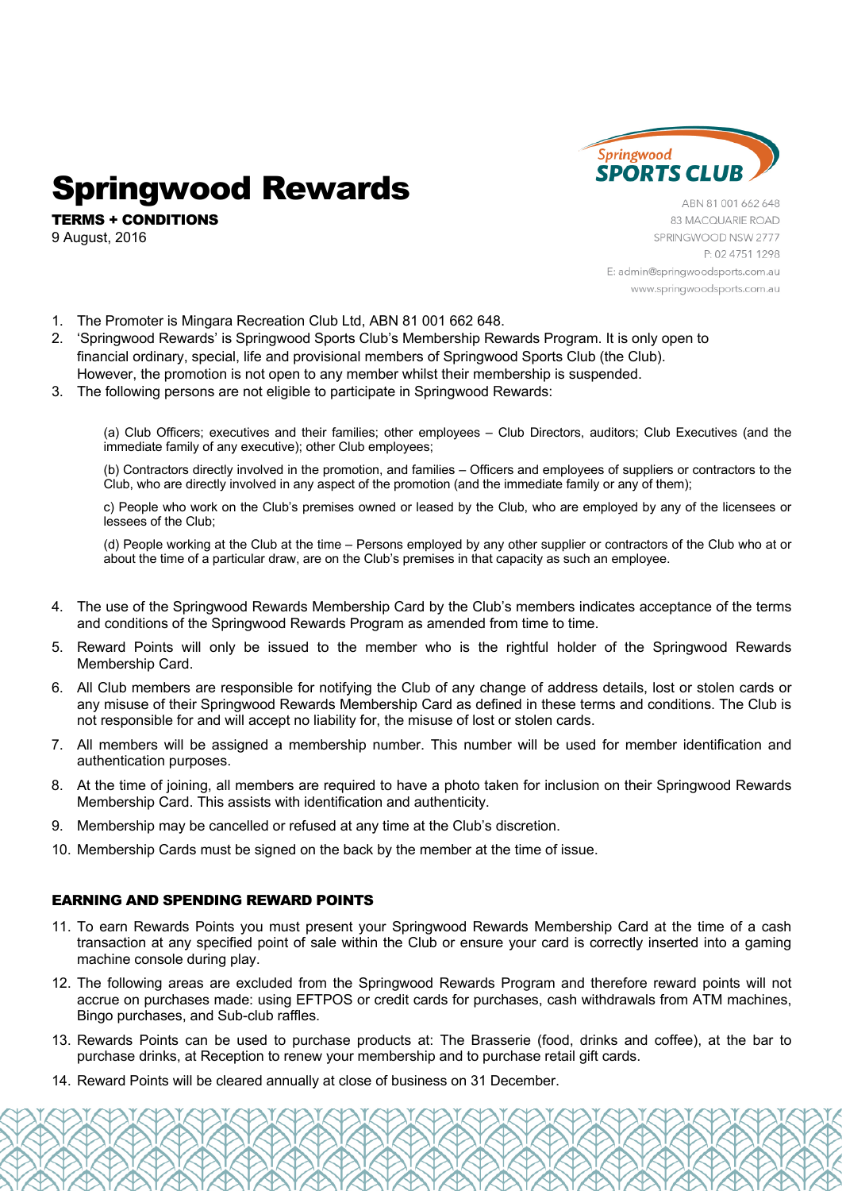# Springwood Rewards

**TERMS + CONDITIONS**

9 August, 2016

Springwood SPORTS CLUB

ABN 81 001 662 648
83 MACQUARIE ROAD
SPRINGWOOD NSW 2777
P: 02 4751 1298
E: admin@springwoodsports.com.au
www.springwoodsports.com.au

1. The Promoter is Mingara Recreation Club Ltd, ABN 81 001 662 648.
2. 'Springwood Rewards' is Springwood Sports Club's Membership Rewards Program. It is only open to financial ordinary, special, life and provisional members of Springwood Sports Club (the Club). However, the promotion is not open to any member whilst their membership is suspended.
3. The following persons are not eligible to participate in Springwood Rewards:

   (a) Club Officers; executives and their families; other employees – Club Directors, auditors; Club Executives (and the immediate family of any executive); other Club employees;

   (b) Contractors directly involved in the promotion, and families – Officers and employees of suppliers or contractors to the Club, who are directly involved in any aspect of the promotion (and the immediate family or any of them);

   c) People who work on the Club's premises owned or leased by the Club, who are employed by any of the licensees or lessees of the Club;

   (d) People working at the Club at the time – Persons employed by any other supplier or contractors of the Club who at or about the time of a particular draw, are on the Club's premises in that capacity as such an employee.

4. The use of the Springwood Rewards Membership Card by the Club's members indicates acceptance of the terms and conditions of the Springwood Rewards Program as amended from time to time.
5. Reward Points will only be issued to the member who is the rightful holder of the Springwood Rewards Membership Card.
6. All Club members are responsible for notifying the Club of any change of address details, lost or stolen cards or any misuse of their Springwood Rewards Membership Card as defined in these terms and conditions. The Club is not responsible for and will accept no liability for, the misuse of lost or stolen cards.
7. All members will be assigned a membership number. This number will be used for member identification and authentication purposes.
8. At the time of joining, all members are required to have a photo taken for inclusion on their Springwood Rewards Membership Card. This assists with identification and authenticity.
9. Membership may be cancelled or refused at any time at the Club's discretion.
10. Membership Cards must be signed on the back by the member at the time of issue.

## EARNING AND SPENDING REWARD POINTS

11. To earn Rewards Points you must present your Springwood Rewards Membership Card at the time of a cash transaction at any specified point of sale within the Club or ensure your card is correctly inserted into a gaming machine console during play.
12. The following areas are excluded from the Springwood Rewards Program and therefore reward points will not accrue on purchases made: using EFTPOS or credit cards for purchases, cash withdrawals from ATM machines, Bingo purchases, and Sub-club raffles.
13. Rewards Points can be used to purchase products at: The Brasserie (food, drinks and coffee), at the bar to purchase drinks, at Reception to renew your membership and to purchase retail gift cards.
14. Reward Points will be cleared annually at close of business on 31 December.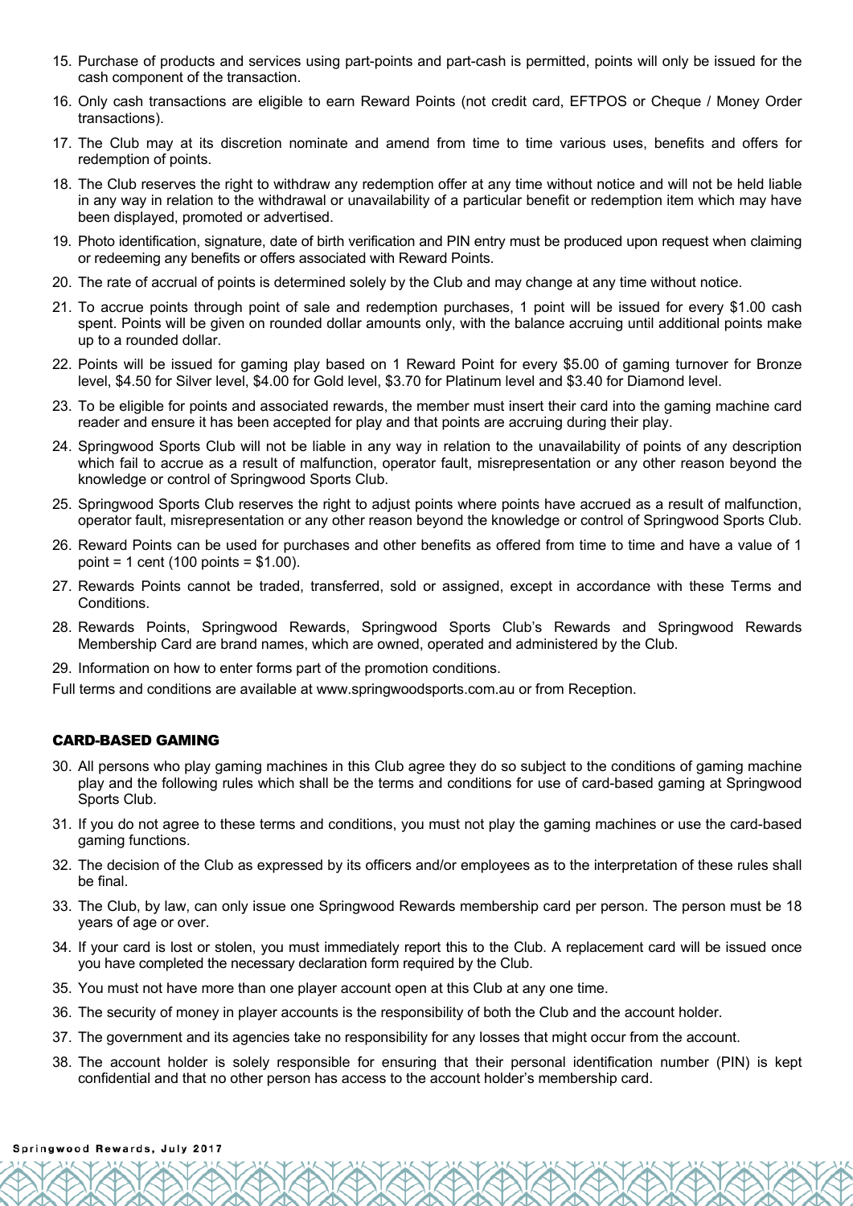15. Purchase of products and services using part-points and part-cash is permitted, points will only be issued for the cash component of the transaction.
16. Only cash transactions are eligible to earn Reward Points (not credit card, EFTPOS or Cheque / Money Order transactions).
17. The Club may at its discretion nominate and amend from time to time various uses, benefits and offers for redemption of points.
18. The Club reserves the right to withdraw any redemption offer at any time without notice and will not be held liable in any way in relation to the withdrawal or unavailability of a particular benefit or redemption item which may have been displayed, promoted or advertised.
19. Photo identification, signature, date of birth verification and PIN entry must be produced upon request when claiming or redeeming any benefits or offers associated with Reward Points.
20. The rate of accrual of points is determined solely by the Club and may change at any time without notice.
21. To accrue points through point of sale and redemption purchases, 1 point will be issued for every $1.00 cash spent. Points will be given on rounded dollar amounts only, with the balance accruing until additional points make up to a rounded dollar.
22. Points will be issued for gaming play based on 1 Reward Point for every $5.00 of gaming turnover for Bronze level, $4.50 for Silver level, $4.00 for Gold level, $3.70 for Platinum level and $3.40 for Diamond level.
23. To be eligible for points and associated rewards, the member must insert their card into the gaming machine card reader and ensure it has been accepted for play and that points are accruing during their play.
24. Springwood Sports Club will not be liable in any way in relation to the unavailability of points of any description which fail to accrue as a result of malfunction, operator fault, misrepresentation or any other reason beyond the knowledge or control of Springwood Sports Club.
25. Springwood Sports Club reserves the right to adjust points where points have accrued as a result of malfunction, operator fault, misrepresentation or any other reason beyond the knowledge or control of Springwood Sports Club.
26. Reward Points can be used for purchases and other benefits as offered from time to time and have a value of 1 point = 1 cent (100 points = $1.00).
27. Rewards Points cannot be traded, transferred, sold or assigned, except in accordance with these Terms and Conditions.
28. Rewards Points, Springwood Rewards, Springwood Sports Club's Rewards and Springwood Rewards Membership Card are brand names, which are owned, operated and administered by the Club.
29. Information on how to enter forms part of the promotion conditions.

Full terms and conditions are available at www.springwoodsports.com.au or from Reception.

## CARD-BASED GAMING

30. All persons who play gaming machines in this Club agree they do so subject to the conditions of gaming machine play and the following rules which shall be the terms and conditions for use of card-based gaming at Springwood Sports Club.
31. If you do not agree to these terms and conditions, you must not play the gaming machines or use the card-based gaming functions.
32. The decision of the Club as expressed by its officers and/or employees as to the interpretation of these rules shall be final.
33. The Club, by law, can only issue one Springwood Rewards membership card per person. The person must be 18 years of age or over.
34. If your card is lost or stolen, you must immediately report this to the Club. A replacement card will be issued once you have completed the necessary declaration form required by the Club.
35. You must not have more than one player account open at this Club at any one time.
36. The security of money in player accounts is the responsibility of both the Club and the account holder.
37. The government and its agencies take no responsibility for any losses that might occur from the account.
38. The account holder is solely responsible for ensuring that their personal identification number (PIN) is kept confidential and that no other person has access to the account holder's membership card.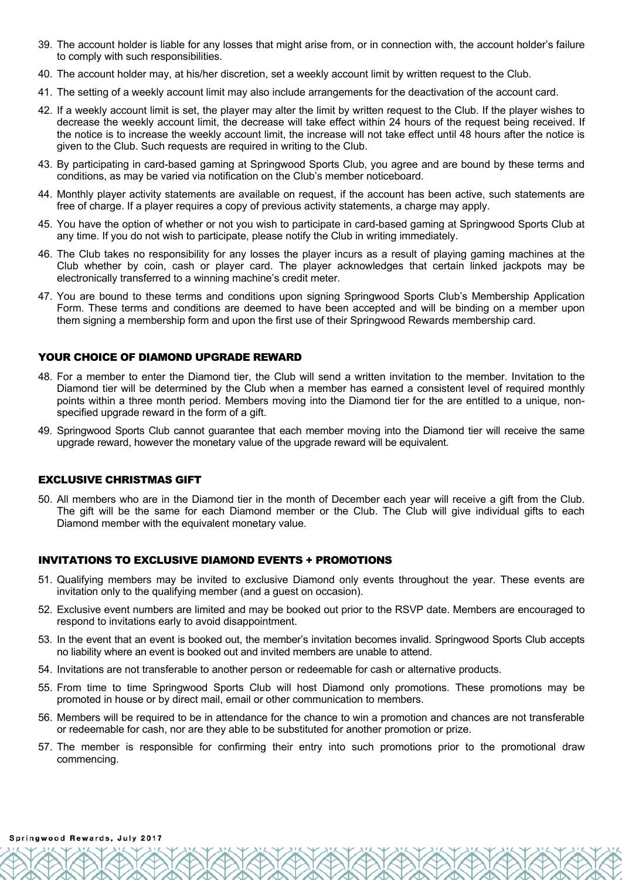39. The account holder is liable for any losses that might arise from, or in connection with, the account holder's failure to comply with such responsibilities.
40. The account holder may, at his/her discretion, set a weekly account limit by written request to the Club.
41. The setting of a weekly account limit may also include arrangements for the deactivation of the account card.
42. If a weekly account limit is set, the player may alter the limit by written request to the Club. If the player wishes to decrease the weekly account limit, the decrease will take effect within 24 hours of the request being received. If the notice is to increase the weekly account limit, the increase will not take effect until 48 hours after the notice is given to the Club. Such requests are required in writing to the Club.
43. By participating in card-based gaming at Springwood Sports Club, you agree and are bound by these terms and conditions, as may be varied via notification on the Club's member noticeboard.
44. Monthly player activity statements are available on request, if the account has been active, such statements are free of charge. If a player requires a copy of previous activity statements, a charge may apply.
45. You have the option of whether or not you wish to participate in card-based gaming at Springwood Sports Club at any time. If you do not wish to participate, please notify the Club in writing immediately.
46. The Club takes no responsibility for any losses the player incurs as a result of playing gaming machines at the Club whether by coin, cash or player card. The player acknowledges that certain linked jackpots may be electronically transferred to a winning machine's credit meter.
47. You are bound to these terms and conditions upon signing Springwood Sports Club's Membership Application Form. These terms and conditions are deemed to have been accepted and will be binding on a member upon them signing a membership form and upon the first use of their Springwood Rewards membership card.

## YOUR CHOICE OF DIAMOND UPGRADE REWARD

48. For a member to enter the Diamond tier, the Club will send a written invitation to the member. Invitation to the Diamond tier will be determined by the Club when a member has earned a consistent level of required monthly points within a three month period. Members moving into the Diamond tier for the are entitled to a unique, non-specified upgrade reward in the form of a gift.
49. Springwood Sports Club cannot guarantee that each member moving into the Diamond tier will receive the same upgrade reward, however the monetary value of the upgrade reward will be equivalent.

## EXCLUSIVE CHRISTMAS GIFT

50. All members who are in the Diamond tier in the month of December each year will receive a gift from the Club. The gift will be the same for each Diamond member or the Club. The Club will give individual gifts to each Diamond member with the equivalent monetary value.

## INVITATIONS TO EXCLUSIVE DIAMOND EVENTS + PROMOTIONS

51. Qualifying members may be invited to exclusive Diamond only events throughout the year. These events are invitation only to the qualifying member (and a guest on occasion).
52. Exclusive event numbers are limited and may be booked out prior to the RSVP date. Members are encouraged to respond to invitations early to avoid disappointment.
53. In the event that an event is booked out, the member's invitation becomes invalid. Springwood Sports Club accepts no liability where an event is booked out and invited members are unable to attend.
54. Invitations are not transferable to another person or redeemable for cash or alternative products.
55. From time to time Springwood Sports Club will host Diamond only promotions. These promotions may be promoted in house or by direct mail, email or other communication to members.
56. Members will be required to be in attendance for the chance to win a promotion and chances are not transferable or redeemable for cash, nor are they able to be substituted for another promotion or prize.
57. The member is responsible for confirming their entry into such promotions prior to the promotional draw commencing.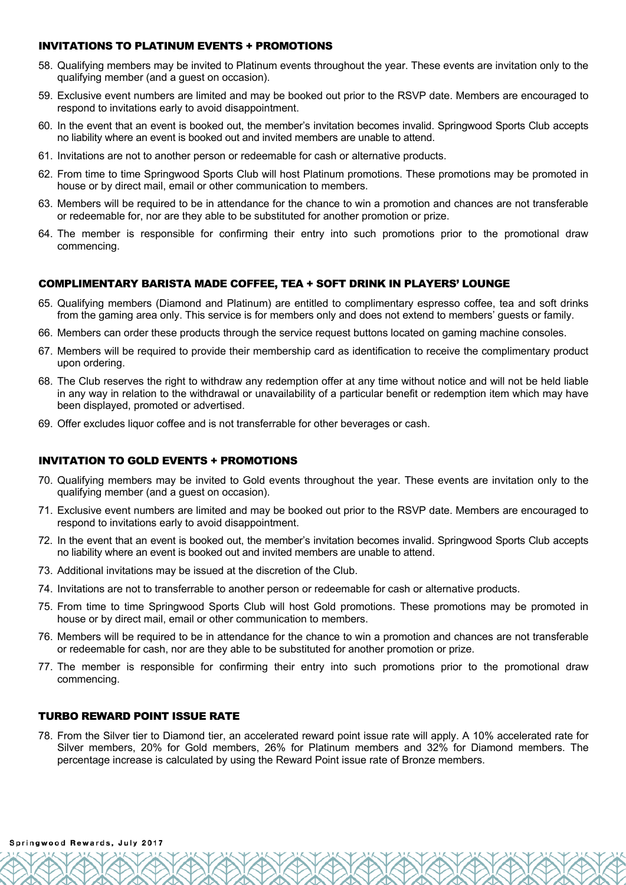## INVITATIONS TO PLATINUM EVENTS + PROMOTIONS

58. Qualifying members may be invited to Platinum events throughout the year. These events are invitation only to the qualifying member (and a guest on occasion).
59. Exclusive event numbers are limited and may be booked out prior to the RSVP date. Members are encouraged to respond to invitations early to avoid disappointment.
60. In the event that an event is booked out, the member's invitation becomes invalid. Springwood Sports Club accepts no liability where an event is booked out and invited members are unable to attend.
61. Invitations are not to another person or redeemable for cash or alternative products.
62. From time to time Springwood Sports Club will host Platinum promotions. These promotions may be promoted in house or by direct mail, email or other communication to members.
63. Members will be required to be in attendance for the chance to win a promotion and chances are not transferable or redeemable for, nor are they able to be substituted for another promotion or prize.
64. The member is responsible for confirming their entry into such promotions prior to the promotional draw commencing.

## COMPLIMENTARY BARISTA MADE COFFEE, TEA + SOFT DRINK IN PLAYERS' LOUNGE

65. Qualifying members (Diamond and Platinum) are entitled to complimentary espresso coffee, tea and soft drinks from the gaming area only. This service is for members only and does not extend to members' guests or family.
66. Members can order these products through the service request buttons located on gaming machine consoles.
67. Members will be required to provide their membership card as identification to receive the complimentary product upon ordering.
68. The Club reserves the right to withdraw any redemption offer at any time without notice and will not be held liable in any way in relation to the withdrawal or unavailability of a particular benefit or redemption item which may have been displayed, promoted or advertised.
69. Offer excludes liquor coffee and is not transferrable for other beverages or cash.

## INVITATION TO GOLD EVENTS + PROMOTIONS

70. Qualifying members may be invited to Gold events throughout the year. These events are invitation only to the qualifying member (and a guest on occasion).
71. Exclusive event numbers are limited and may be booked out prior to the RSVP date. Members are encouraged to respond to invitations early to avoid disappointment.
72. In the event that an event is booked out, the member's invitation becomes invalid. Springwood Sports Club accepts no liability where an event is booked out and invited members are unable to attend.
73. Additional invitations may be issued at the discretion of the Club.
74. Invitations are not to transferrable to another person or redeemable for cash or alternative products.
75. From time to time Springwood Sports Club will host Gold promotions. These promotions may be promoted in house or by direct mail, email or other communication to members.
76. Members will be required to be in attendance for the chance to win a promotion and chances are not transferable or redeemable for cash, nor are they able to be substituted for another promotion or prize.
77. The member is responsible for confirming their entry into such promotions prior to the promotional draw commencing.

## TURBO REWARD POINT ISSUE RATE

78. From the Silver tier to Diamond tier, an accelerated reward point issue rate will apply. A 10% accelerated rate for Silver members, 20% for Gold members, 26% for Platinum members and 32% for Diamond members. The percentage increase is calculated by using the Reward Point issue rate of Bronze members.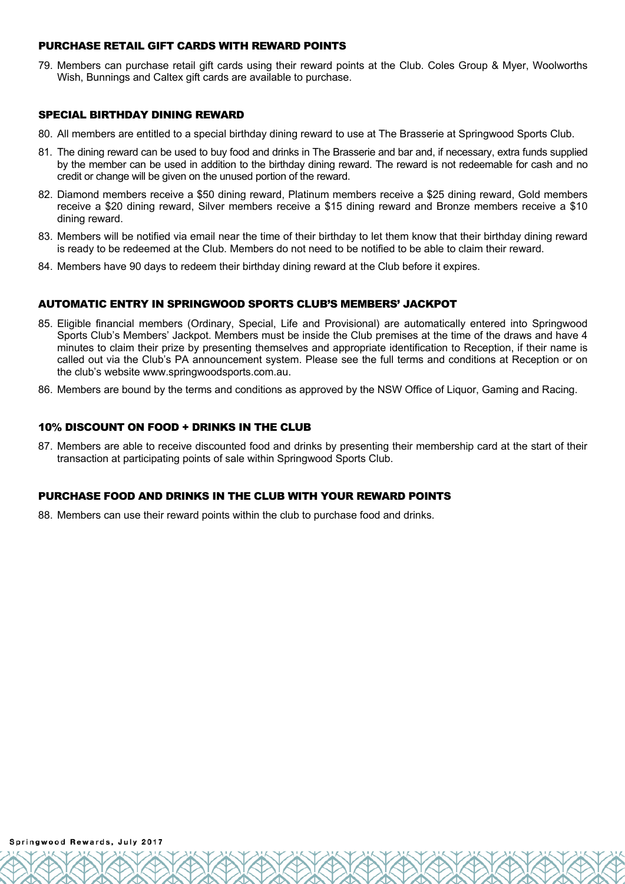## PURCHASE RETAIL GIFT CARDS WITH REWARD POINTS

79. Members can purchase retail gift cards using their reward points at the Club. Coles Group & Myer, Woolworths Wish, Bunnings and Caltex gift cards are available to purchase.

## SPECIAL BIRTHDAY DINING REWARD

80. All members are entitled to a special birthday dining reward to use at The Brasserie at Springwood Sports Club.
81. The dining reward can be used to buy food and drinks in The Brasserie and bar and, if necessary, extra funds supplied by the member can be used in addition to the birthday dining reward. The reward is not redeemable for cash and no credit or change will be given on the unused portion of the reward.
82. Diamond members receive a $50 dining reward, Platinum members receive a $25 dining reward, Gold members receive a $20 dining reward, Silver members receive a $15 dining reward and Bronze members receive a $10 dining reward.
83. Members will be notified via email near the time of their birthday to let them know that their birthday dining reward is ready to be redeemed at the Club. Members do not need to be notified to be able to claim their reward.
84. Members have 90 days to redeem their birthday dining reward at the Club before it expires.

## AUTOMATIC ENTRY IN SPRINGWOOD SPORTS CLUB'S MEMBERS' JACKPOT

85. Eligible financial members (Ordinary, Special, Life and Provisional) are automatically entered into Springwood Sports Club's Members' Jackpot. Members must be inside the Club premises at the time of the draws and have 4 minutes to claim their prize by presenting themselves and appropriate identification to Reception, if their name is called out via the Club's PA announcement system. Please see the full terms and conditions at Reception or on the club's website www.springwoodsports.com.au.
86. Members are bound by the terms and conditions as approved by the NSW Office of Liquor, Gaming and Racing.

## 10% DISCOUNT ON FOOD + DRINKS IN THE CLUB

87. Members are able to receive discounted food and drinks by presenting their membership card at the start of their transaction at participating points of sale within Springwood Sports Club.

## PURCHASE FOOD AND DRINKS IN THE CLUB WITH YOUR REWARD POINTS

88. Members can use their reward points within the club to purchase food and drinks.